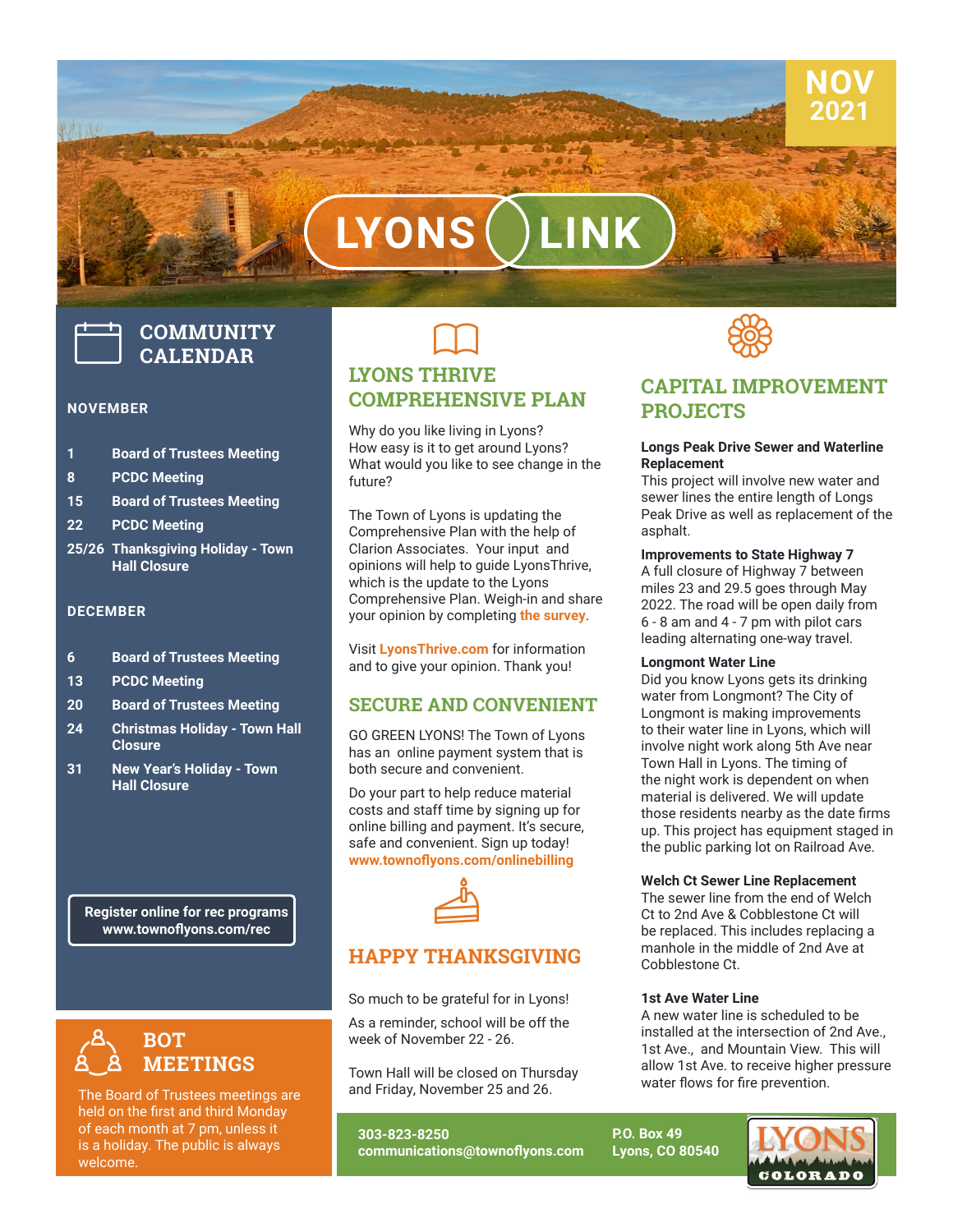# LYONS LINK

NOV 2021

## COMMUNITY CALENDAR

### NOVEMBER

| | |
|---|---|
| 1 | **Board of Trustees Meeting** |
| 8 | **PCDC Meeting** |
| 15 | **Board of Trustees Meeting** |
| 22 | **PCDC Meeting** |
| 25/26 | **Thanksgiving Holiday - Town Hall Closure** |

### DECEMBER

| | |
|---|---|
| 6 | **Board of Trustees Meeting** |
| 13 | **PCDC Meeting** |
| 20 | **Board of Trustees Meeting** |
| 24 | **Christmas Holiday - Town Hall Closure** |
| 31 | **New Year's Holiday - Town Hall Closure** |

**Register online for rec programs**
**www.townoflyons.com/rec**

## BOT MEETINGS

The Board of Trustees meetings are held on the first and third Monday of each month at 7 pm, unless it is a holiday. The public is always welcome.

## LYONS THRIVE COMPREHENSIVE PLAN

Why do you like living in Lyons?
How easy is it to get around Lyons?
What would you like to see change in the future?

The Town of Lyons is updating the Comprehensive Plan with the help of Clarion Associates. Your input and opinions will help to guide LyonsThrive, which is the update to the Lyons Comprehensive Plan. Weigh-in and share your opinion by completing **the survey**.

Visit **LyonsThrive.com** for information and to give your opinion. Thank you!

## SECURE AND CONVENIENT

GO GREEN LYONS! The Town of Lyons has an online payment system that is both secure and convenient.

Do your part to help reduce material costs and staff time by signing up for online billing and payment. It's secure, safe and convenient. Sign up today!
**www.townoflyons.com/onlinebilling**

## HAPPY THANKSGIVING

So much to be grateful for in Lyons!

As a reminder, school will be off the week of November 22 - 26.

Town Hall will be closed on Thursday and Friday, November 25 and 26.

## CAPITAL IMPROVEMENT PROJECTS

**Longs Peak Drive Sewer and Waterline Replacement**
This project will involve new water and sewer lines the entire length of Longs Peak Drive as well as replacement of the asphalt.

**Improvements to State Highway 7**
A full closure of Highway 7 between miles 23 and 29.5 goes through May 2022. The road will be open daily from 6 - 8 am and 4 - 7 pm with pilot cars leading alternating one-way travel.

**Longmont Water Line**
Did you know Lyons gets its drinking water from Longmont? The City of Longmont is making improvements to their water line in Lyons, which will involve night work along 5th Ave near Town Hall in Lyons. The timing of the night work is dependent on when material is delivered. We will update those residents nearby as the date firms up. This project has equipment staged in the public parking lot on Railroad Ave.

**Welch Ct Sewer Line Replacement**
The sewer line from the end of Welch Ct to 2nd Ave & Cobblestone Ct will be replaced. This includes replacing a manhole in the middle of 2nd Ave at Cobblestone Ct.

**1st Ave Water Line**
A new water line is scheduled to be installed at the intersection of 2nd Ave., 1st Ave., and Mountain View. This will allow 1st Ave. to receive higher pressure water flows for fire prevention.

**303-823-8250**
**communications@townoflyons.com**

**P.O. Box 49**
**Lyons, CO 80540**

LYONS COLORADO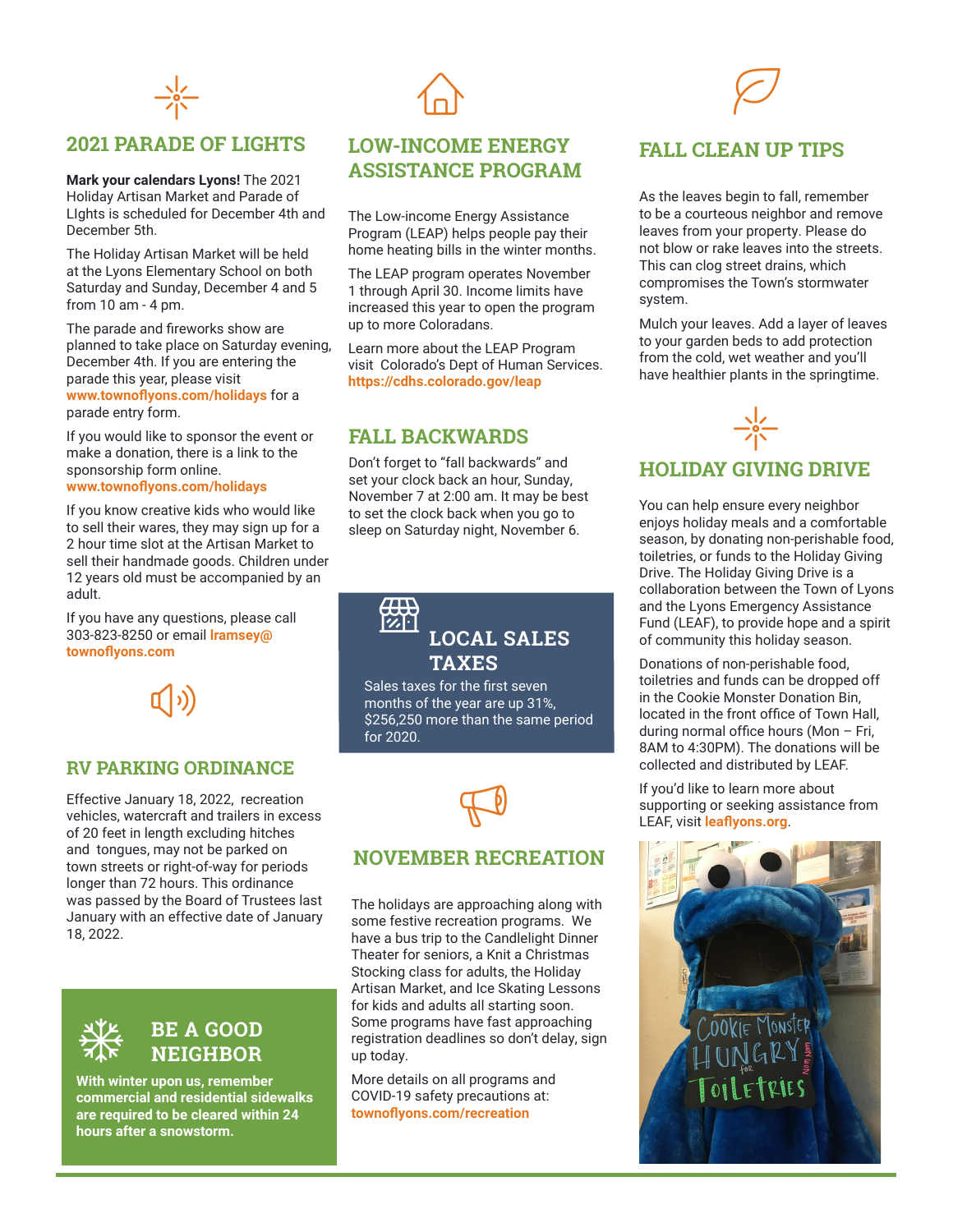## 2021 PARADE OF LIGHTS

**Mark your calendars Lyons!** The 2021 Holiday Artisan Market and Parade of LIghts is scheduled for December 4th and December 5th.

The Holiday Artisan Market will be held at the Lyons Elementary School on both Saturday and Sunday, December 4 and 5 from 10 am - 4 pm.

The parade and fireworks show are planned to take place on Saturday evening, December 4th. If you are entering the parade this year, please visit **www.townoflyons.com/holidays** for a parade entry form.

If you would like to sponsor the event or make a donation, there is a link to the sponsorship form online. **www.townoflyons.com/holidays**

If you know creative kids who would like to sell their wares, they may sign up for a 2 hour time slot at the Artisan Market to sell their handmade goods. Children under 12 years old must be accompanied by an adult.

If you have any questions, please call 303-823-8250 or email **lramsey@townoflyons.com**

## RV PARKING ORDINANCE

Effective January 18, 2022, recreation vehicles, watercraft and trailers in excess of 20 feet in length excluding hitches and tongues, may not be parked on town streets or right-of-way for periods longer than 72 hours. This ordinance was passed by the Board of Trustees last January with an effective date of January 18, 2022.

## BE A GOOD NEIGHBOR

**With winter upon us, remember commercial and residential sidewalks are required to be cleared within 24 hours after a snowstorm.**

## LOW-INCOME ENERGY ASSISTANCE PROGRAM

The Low-income Energy Assistance Program (LEAP) helps people pay their home heating bills in the winter months.

The LEAP program operates November 1 through April 30. Income limits have increased this year to open the program up to more Coloradans.

Learn more about the LEAP Program visit Colorado's Dept of Human Services. **https://cdhs.colorado.gov/leap**

## FALL BACKWARDS

Don't forget to "fall backwards" and set your clock back an hour, Sunday, November 7 at 2:00 am. It may be best to set the clock back when you go to sleep on Saturday night, November 6.

## LOCAL SALES TAXES

Sales taxes for the first seven months of the year are up 31%, $256,250 more than the same period for 2020.

## NOVEMBER RECREATION

The holidays are approaching along with some festive recreation programs. We have a bus trip to the Candlelight Dinner Theater for seniors, a Knit a Christmas Stocking class for adults, the Holiday Artisan Market, and Ice Skating Lessons for kids and adults all starting soon. Some programs have fast approaching registration deadlines so don't delay, sign up today.

More details on all programs and COVID-19 safety precautions at: **townoflyons.com/recreation**

## FALL CLEAN UP TIPS

As the leaves begin to fall, remember to be a courteous neighbor and remove leaves from your property. Please do not blow or rake leaves into the streets. This can clog street drains, which compromises the Town's stormwater system.

Mulch your leaves. Add a layer of leaves to your garden beds to add protection from the cold, wet weather and you'll have healthier plants in the springtime.

## HOLIDAY GIVING DRIVE

You can help ensure every neighbor enjoys holiday meals and a comfortable season, by donating non-perishable food, toiletries, or funds to the Holiday Giving Drive. The Holiday Giving Drive is a collaboration between the Town of Lyons and the Lyons Emergency Assistance Fund (LEAF), to provide hope and a spirit of community this holiday season.

Donations of non-perishable food, toiletries and funds can be dropped off in the Cookie Monster Donation Bin, located in the front office of Town Hall, during normal office hours (Mon – Fri, 8AM to 4:30PM). The donations will be collected and distributed by LEAF.

If you'd like to learn more about supporting or seeking assistance from LEAF, visit **leaflyons.org**.